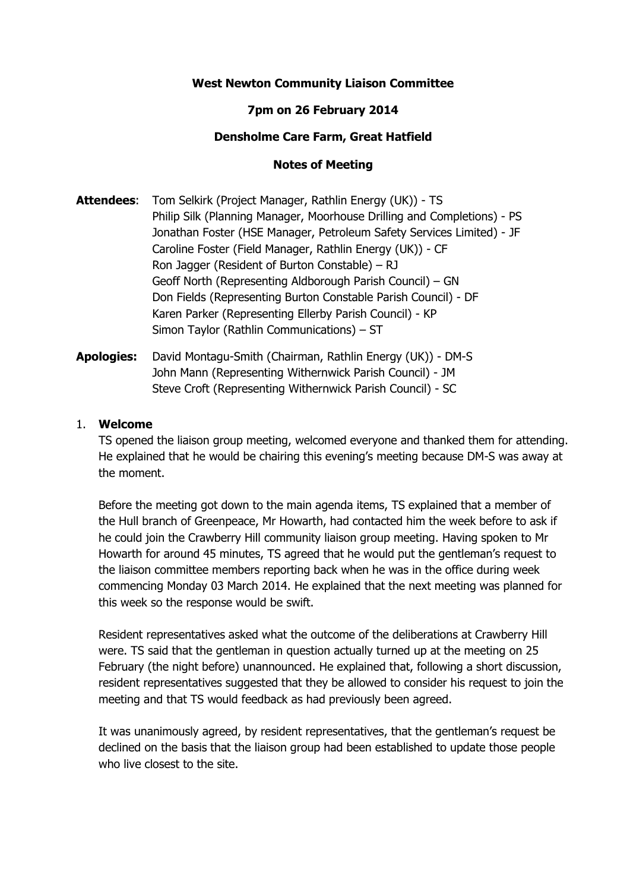**West Newton Community Liaison Committee**

**7pm on 26 February 2014**

**Densholme Care Farm, Great Hatfield**

**Notes of Meeting**

**Attendees**: Tom Selkirk (Project Manager, Rathlin Energy (UK)) - TS
Philip Silk (Planning Manager, Moorhouse Drilling and Completions) - PS
Jonathan Foster (HSE Manager, Petroleum Safety Services Limited) - JF
Caroline Foster (Field Manager, Rathlin Energy (UK)) - CF
Ron Jagger (Resident of Burton Constable) – RJ
Geoff North (Representing Aldborough Parish Council) – GN
Don Fields (Representing Burton Constable Parish Council) - DF
Karen Parker (Representing Ellerby Parish Council) - KP
Simon Taylor (Rathlin Communications) – ST

**Apologies:** David Montagu-Smith (Chairman, Rathlin Energy (UK)) - DM-S
John Mann (Representing Withernwick Parish Council) - JM
Steve Croft (Representing Withernwick Parish Council) - SC

1. **Welcome**

TS opened the liaison group meeting, welcomed everyone and thanked them for attending. He explained that he would be chairing this evening's meeting because DM-S was away at the moment.

Before the meeting got down to the main agenda items, TS explained that a member of the Hull branch of Greenpeace, Mr Howarth, had contacted him the week before to ask if he could join the Crawberry Hill community liaison group meeting. Having spoken to Mr Howarth for around 45 minutes, TS agreed that he would put the gentleman's request to the liaison committee members reporting back when he was in the office during week commencing Monday 03 March 2014. He explained that the next meeting was planned for this week so the response would be swift.

Resident representatives asked what the outcome of the deliberations at Crawberry Hill were. TS said that the gentleman in question actually turned up at the meeting on 25 February (the night before) unannounced. He explained that, following a short discussion, resident representatives suggested that they be allowed to consider his request to join the meeting and that TS would feedback as had previously been agreed.

It was unanimously agreed, by resident representatives, that the gentleman's request be declined on the basis that the liaison group had been established to update those people who live closest to the site.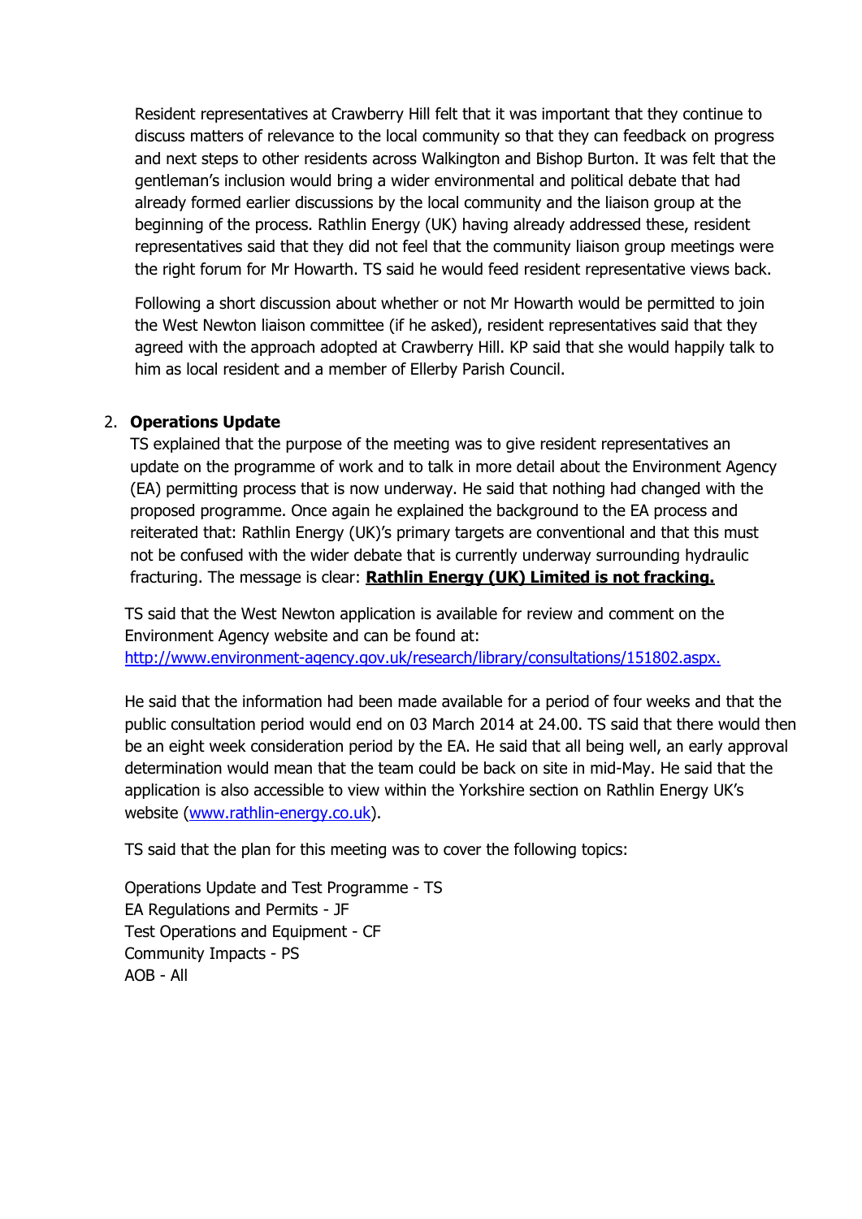Resident representatives at Crawberry Hill felt that it was important that they continue to discuss matters of relevance to the local community so that they can feedback on progress and next steps to other residents across Walkington and Bishop Burton. It was felt that the gentleman's inclusion would bring a wider environmental and political debate that had already formed earlier discussions by the local community and the liaison group at the beginning of the process. Rathlin Energy (UK) having already addressed these, resident representatives said that they did not feel that the community liaison group meetings were the right forum for Mr Howarth. TS said he would feed resident representative views back.

Following a short discussion about whether or not Mr Howarth would be permitted to join the West Newton liaison committee (if he asked), resident representatives said that they agreed with the approach adopted at Crawberry Hill. KP said that she would happily talk to him as local resident and a member of Ellerby Parish Council.

2. **Operations Update**

   TS explained that the purpose of the meeting was to give resident representatives an update on the programme of work and to talk in more detail about the Environment Agency (EA) permitting process that is now underway. He said that nothing had changed with the proposed programme. Once again he explained the background to the EA process and reiterated that: Rathlin Energy (UK)'s primary targets are conventional and that this must not be confused with the wider debate that is currently underway surrounding hydraulic fracturing. The message is clear: **Rathlin Energy (UK) Limited is not fracking.**

TS said that the West Newton application is available for review and comment on the Environment Agency website and can be found at: http://www.environment-agency.gov.uk/research/library/consultations/151802.aspx.

He said that the information had been made available for a period of four weeks and that the public consultation period would end on 03 March 2014 at 24.00. TS said that there would then be an eight week consideration period by the EA. He said that all being well, an early approval determination would mean that the team could be back on site in mid-May. He said that the application is also accessible to view within the Yorkshire section on Rathlin Energy UK's website (www.rathlin-energy.co.uk).

TS said that the plan for this meeting was to cover the following topics:

Operations Update and Test Programme - TS
EA Regulations and Permits - JF
Test Operations and Equipment - CF
Community Impacts - PS
AOB - All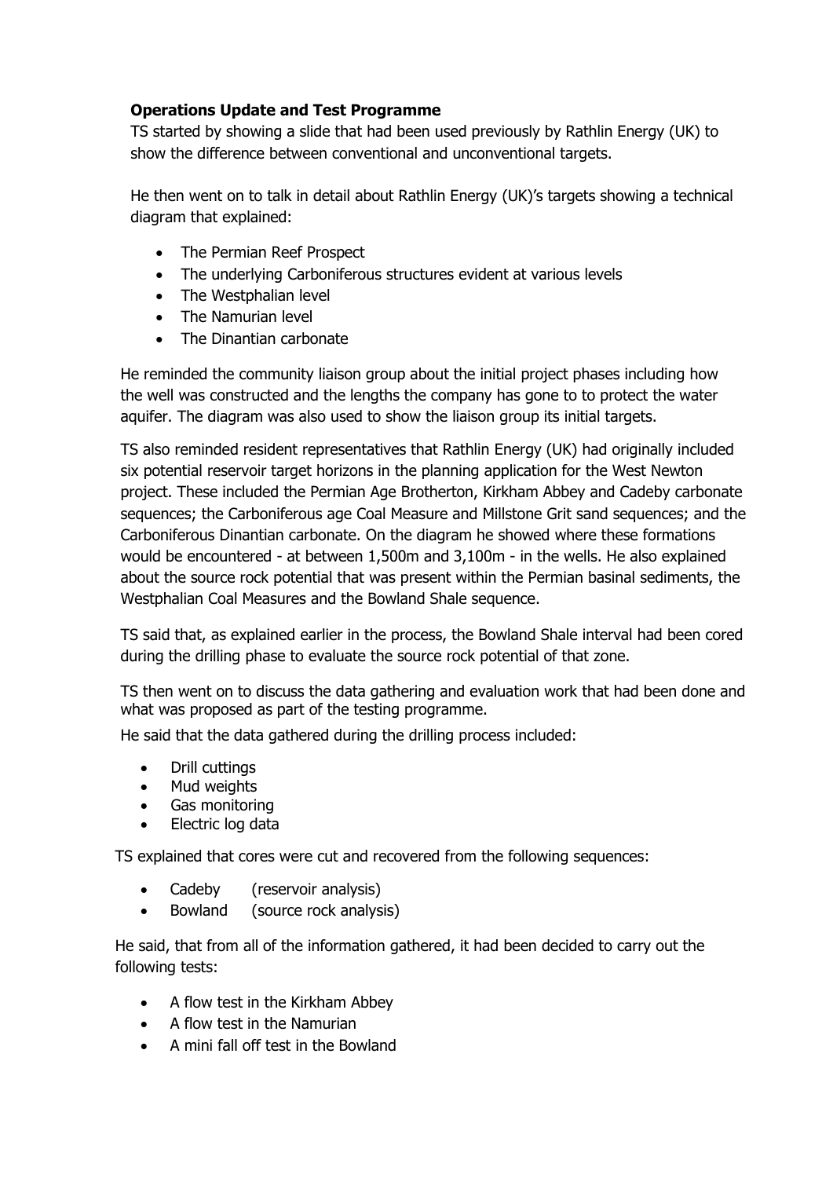**Operations Update and Test Programme**

TS started by showing a slide that had been used previously by Rathlin Energy (UK) to show the difference between conventional and unconventional targets.

He then went on to talk in detail about Rathlin Energy (UK)'s targets showing a technical diagram that explained:

- The Permian Reef Prospect
- The underlying Carboniferous structures evident at various levels
- The Westphalian level
- The Namurian level
- The Dinantian carbonate

He reminded the community liaison group about the initial project phases including how the well was constructed and the lengths the company has gone to to protect the water aquifer. The diagram was also used to show the liaison group its initial targets.

TS also reminded resident representatives that Rathlin Energy (UK) had originally included six potential reservoir target horizons in the planning application for the West Newton project. These included the Permian Age Brotherton, Kirkham Abbey and Cadeby carbonate sequences; the Carboniferous age Coal Measure and Millstone Grit sand sequences; and the Carboniferous Dinantian carbonate. On the diagram he showed where these formations would be encountered - at between 1,500m and 3,100m - in the wells. He also explained about the source rock potential that was present within the Permian basinal sediments, the Westphalian Coal Measures and the Bowland Shale sequence.

TS said that, as explained earlier in the process, the Bowland Shale interval had been cored during the drilling phase to evaluate the source rock potential of that zone.

TS then went on to discuss the data gathering and evaluation work that had been done and what was proposed as part of the testing programme.

He said that the data gathered during the drilling process included:

- Drill cuttings
- Mud weights
- Gas monitoring
- Electric log data

TS explained that cores were cut and recovered from the following sequences:

- Cadeby (reservoir analysis)
- Bowland (source rock analysis)

He said, that from all of the information gathered, it had been decided to carry out the following tests:

- A flow test in the Kirkham Abbey
- A flow test in the Namurian
- A mini fall off test in the Bowland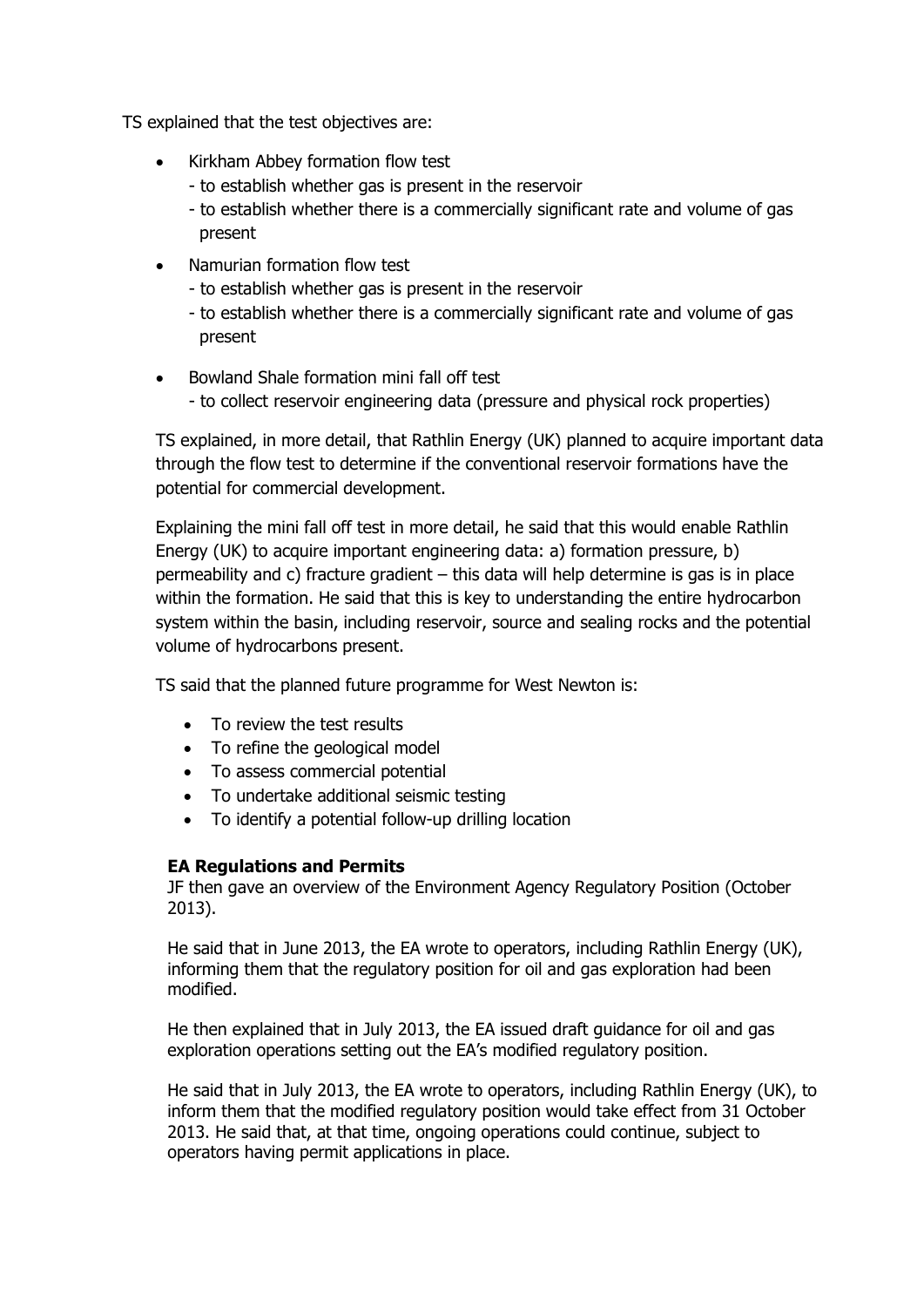TS explained that the test objectives are:

- Kirkham Abbey formation flow test
  - to establish whether gas is present in the reservoir
  - to establish whether there is a commercially significant rate and volume of gas present
- Namurian formation flow test
  - to establish whether gas is present in the reservoir
  - to establish whether there is a commercially significant rate and volume of gas present
- Bowland Shale formation mini fall off test
  - to collect reservoir engineering data (pressure and physical rock properties)

TS explained, in more detail, that Rathlin Energy (UK) planned to acquire important data through the flow test to determine if the conventional reservoir formations have the potential for commercial development.

Explaining the mini fall off test in more detail, he said that this would enable Rathlin Energy (UK) to acquire important engineering data: a) formation pressure, b) permeability and c) fracture gradient – this data will help determine is gas is in place within the formation. He said that this is key to understanding the entire hydrocarbon system within the basin, including reservoir, source and sealing rocks and the potential volume of hydrocarbons present.

TS said that the planned future programme for West Newton is:

- To review the test results
- To refine the geological model
- To assess commercial potential
- To undertake additional seismic testing
- To identify a potential follow-up drilling location

**EA Regulations and Permits**

JF then gave an overview of the Environment Agency Regulatory Position (October 2013).

He said that in June 2013, the EA wrote to operators, including Rathlin Energy (UK), informing them that the regulatory position for oil and gas exploration had been modified.

He then explained that in July 2013, the EA issued draft guidance for oil and gas exploration operations setting out the EA's modified regulatory position.

He said that in July 2013, the EA wrote to operators, including Rathlin Energy (UK), to inform them that the modified regulatory position would take effect from 31 October 2013. He said that, at that time, ongoing operations could continue, subject to operators having permit applications in place.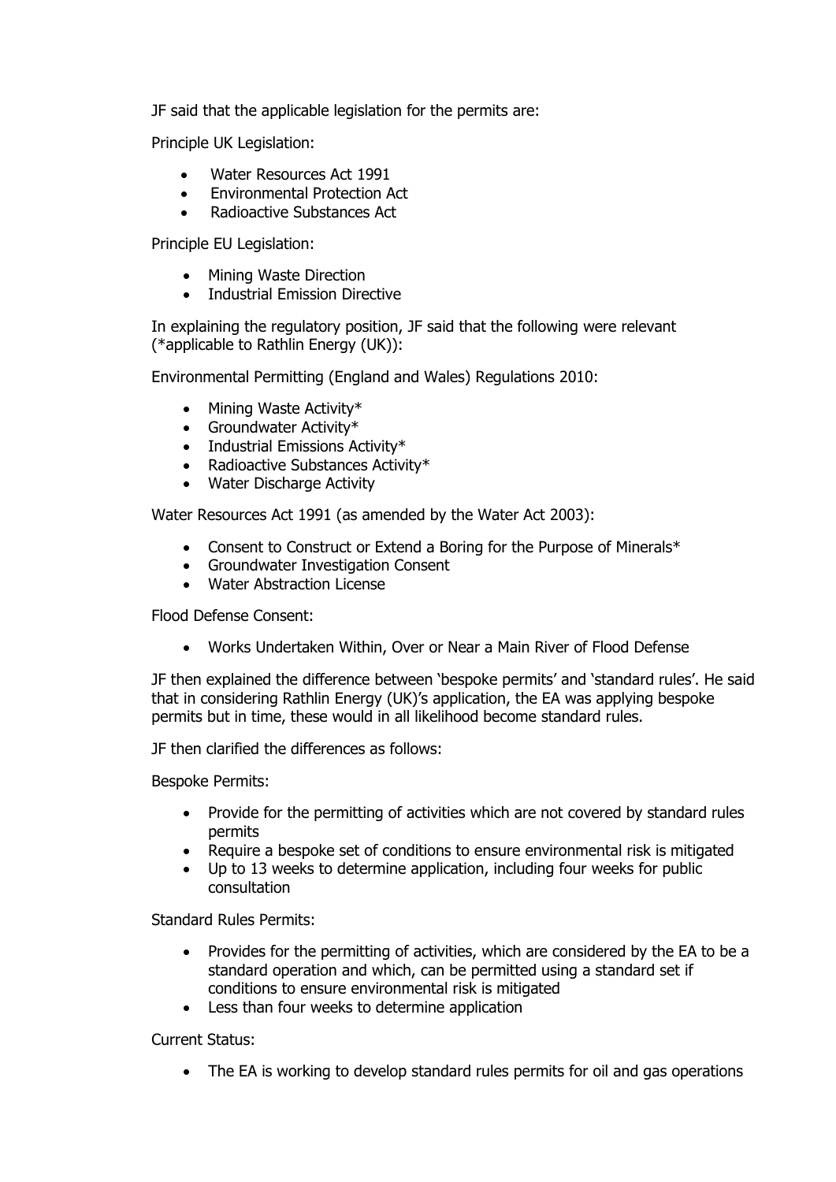JF said that the applicable legislation for the permits are:

Principle UK Legislation:

- Water Resources Act 1991
- Environmental Protection Act
- Radioactive Substances Act

Principle EU Legislation:

- Mining Waste Direction
- Industrial Emission Directive

In explaining the regulatory position, JF said that the following were relevant (*applicable to Rathlin Energy (UK)):

Environmental Permitting (England and Wales) Regulations 2010:

- Mining Waste Activity*
- Groundwater Activity*
- Industrial Emissions Activity*
- Radioactive Substances Activity*
- Water Discharge Activity

Water Resources Act 1991 (as amended by the Water Act 2003):

- Consent to Construct or Extend a Boring for the Purpose of Minerals*
- Groundwater Investigation Consent
- Water Abstraction License

Flood Defense Consent:

- Works Undertaken Within, Over or Near a Main River of Flood Defense

JF then explained the difference between 'bespoke permits' and 'standard rules'. He said that in considering Rathlin Energy (UK)'s application, the EA was applying bespoke permits but in time, these would in all likelihood become standard rules.

JF then clarified the differences as follows:

Bespoke Permits:

- Provide for the permitting of activities which are not covered by standard rules permits
- Require a bespoke set of conditions to ensure environmental risk is mitigated
- Up to 13 weeks to determine application, including four weeks for public consultation

Standard Rules Permits:

- Provides for the permitting of activities, which are considered by the EA to be a standard operation and which, can be permitted using a standard set if conditions to ensure environmental risk is mitigated
- Less than four weeks to determine application

Current Status:

- The EA is working to develop standard rules permits for oil and gas operations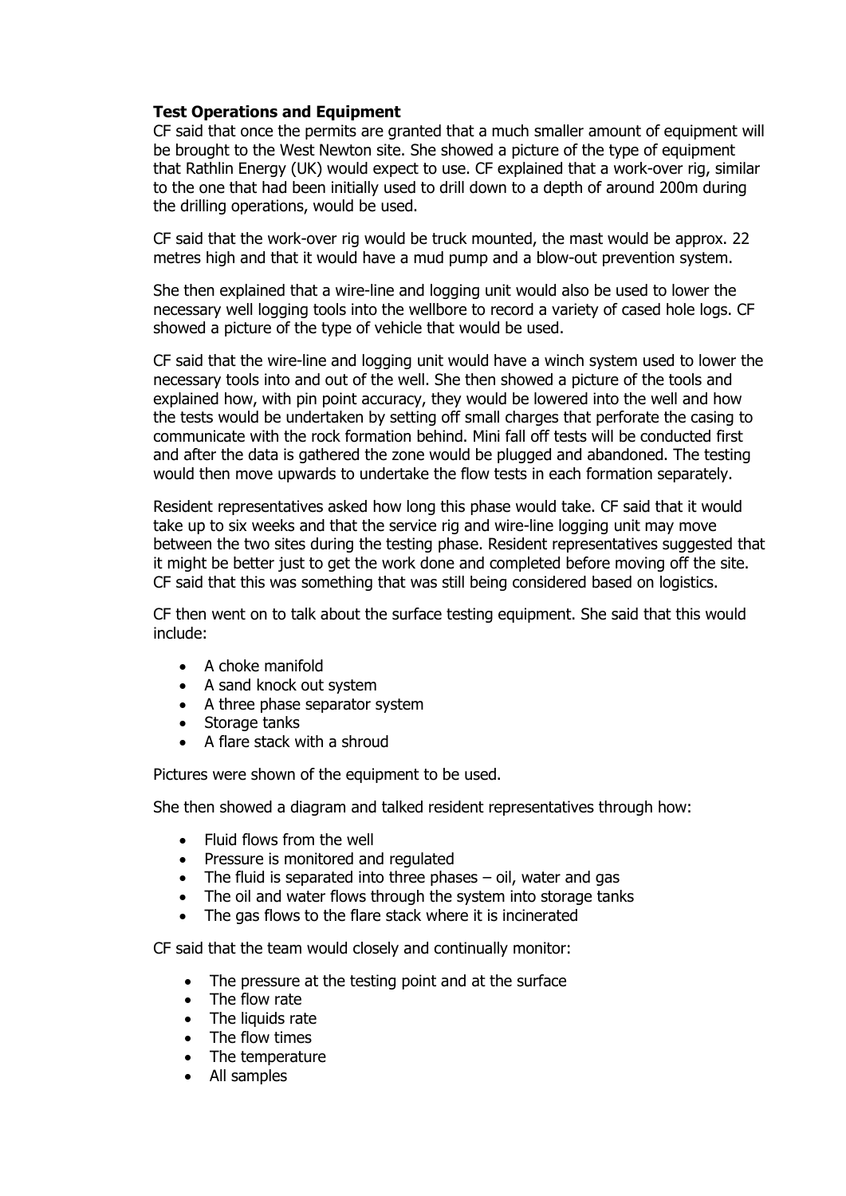**Test Operations and Equipment**

CF said that once the permits are granted that a much smaller amount of equipment will be brought to the West Newton site. She showed a picture of the type of equipment that Rathlin Energy (UK) would expect to use. CF explained that a work-over rig, similar to the one that had been initially used to drill down to a depth of around 200m during the drilling operations, would be used.

CF said that the work-over rig would be truck mounted, the mast would be approx. 22 metres high and that it would have a mud pump and a blow-out prevention system.

She then explained that a wire-line and logging unit would also be used to lower the necessary well logging tools into the wellbore to record a variety of cased hole logs. CF showed a picture of the type of vehicle that would be used.

CF said that the wire-line and logging unit would have a winch system used to lower the necessary tools into and out of the well. She then showed a picture of the tools and explained how, with pin point accuracy, they would be lowered into the well and how the tests would be undertaken by setting off small charges that perforate the casing to communicate with the rock formation behind. Mini fall off tests will be conducted first and after the data is gathered the zone would be plugged and abandoned. The testing would then move upwards to undertake the flow tests in each formation separately.

Resident representatives asked how long this phase would take. CF said that it would take up to six weeks and that the service rig and wire-line logging unit may move between the two sites during the testing phase. Resident representatives suggested that it might be better just to get the work done and completed before moving off the site. CF said that this was something that was still being considered based on logistics.

CF then went on to talk about the surface testing equipment. She said that this would include:

- A choke manifold
- A sand knock out system
- A three phase separator system
- Storage tanks
- A flare stack with a shroud

Pictures were shown of the equipment to be used.

She then showed a diagram and talked resident representatives through how:

- Fluid flows from the well
- Pressure is monitored and regulated
- The fluid is separated into three phases – oil, water and gas
- The oil and water flows through the system into storage tanks
- The gas flows to the flare stack where it is incinerated

CF said that the team would closely and continually monitor:

- The pressure at the testing point and at the surface
- The flow rate
- The liquids rate
- The flow times
- The temperature
- All samples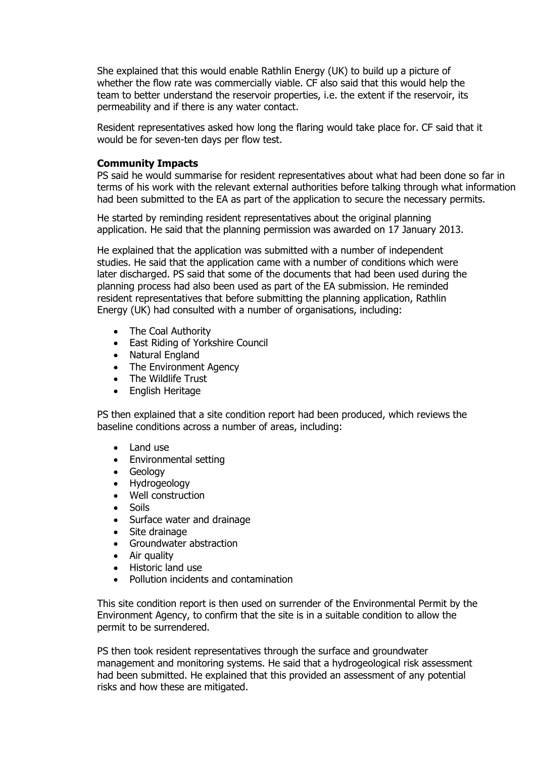She explained that this would enable Rathlin Energy (UK) to build up a picture of whether the flow rate was commercially viable. CF also said that this would help the team to better understand the reservoir properties, i.e. the extent if the reservoir, its permeability and if there is any water contact.

Resident representatives asked how long the flaring would take place for. CF said that it would be for seven-ten days per flow test.

**Community Impacts**

PS said he would summarise for resident representatives about what had been done so far in terms of his work with the relevant external authorities before talking through what information had been submitted to the EA as part of the application to secure the necessary permits.

He started by reminding resident representatives about the original planning application. He said that the planning permission was awarded on 17 January 2013.

He explained that the application was submitted with a number of independent studies. He said that the application came with a number of conditions which were later discharged. PS said that some of the documents that had been used during the planning process had also been used as part of the EA submission. He reminded resident representatives that before submitting the planning application, Rathlin Energy (UK) had consulted with a number of organisations, including:

- The Coal Authority
- East Riding of Yorkshire Council
- Natural England
- The Environment Agency
- The Wildlife Trust
- English Heritage

PS then explained that a site condition report had been produced, which reviews the baseline conditions across a number of areas, including:

- Land use
- Environmental setting
- Geology
- Hydrogeology
- Well construction
- Soils
- Surface water and drainage
- Site drainage
- Groundwater abstraction
- Air quality
- Historic land use
- Pollution incidents and contamination

This site condition report is then used on surrender of the Environmental Permit by the Environment Agency, to confirm that the site is in a suitable condition to allow the permit to be surrendered.

PS then took resident representatives through the surface and groundwater management and monitoring systems. He said that a hydrogeological risk assessment had been submitted. He explained that this provided an assessment of any potential risks and how these are mitigated.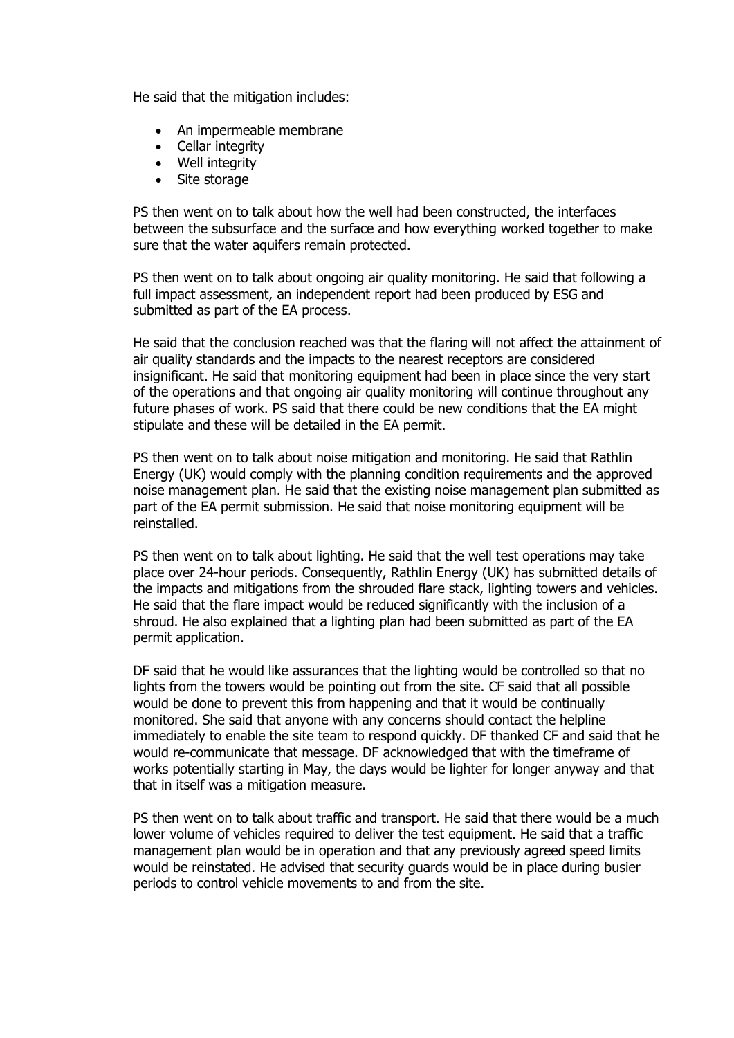He said that the mitigation includes:

- An impermeable membrane
- Cellar integrity
- Well integrity
- Site storage

PS then went on to talk about how the well had been constructed, the interfaces between the subsurface and the surface and how everything worked together to make sure that the water aquifers remain protected.

PS then went on to talk about ongoing air quality monitoring. He said that following a full impact assessment, an independent report had been produced by ESG and submitted as part of the EA process.

He said that the conclusion reached was that the flaring will not affect the attainment of air quality standards and the impacts to the nearest receptors are considered insignificant. He said that monitoring equipment had been in place since the very start of the operations and that ongoing air quality monitoring will continue throughout any future phases of work. PS said that there could be new conditions that the EA might stipulate and these will be detailed in the EA permit.

PS then went on to talk about noise mitigation and monitoring. He said that Rathlin Energy (UK) would comply with the planning condition requirements and the approved noise management plan. He said that the existing noise management plan submitted as part of the EA permit submission. He said that noise monitoring equipment will be reinstalled.

PS then went on to talk about lighting. He said that the well test operations may take place over 24-hour periods. Consequently, Rathlin Energy (UK) has submitted details of the impacts and mitigations from the shrouded flare stack, lighting towers and vehicles. He said that the flare impact would be reduced significantly with the inclusion of a shroud. He also explained that a lighting plan had been submitted as part of the EA permit application.

DF said that he would like assurances that the lighting would be controlled so that no lights from the towers would be pointing out from the site. CF said that all possible would be done to prevent this from happening and that it would be continually monitored. She said that anyone with any concerns should contact the helpline immediately to enable the site team to respond quickly. DF thanked CF and said that he would re-communicate that message. DF acknowledged that with the timeframe of works potentially starting in May, the days would be lighter for longer anyway and that that in itself was a mitigation measure.

PS then went on to talk about traffic and transport. He said that there would be a much lower volume of vehicles required to deliver the test equipment. He said that a traffic management plan would be in operation and that any previously agreed speed limits would be reinstated. He advised that security guards would be in place during busier periods to control vehicle movements to and from the site.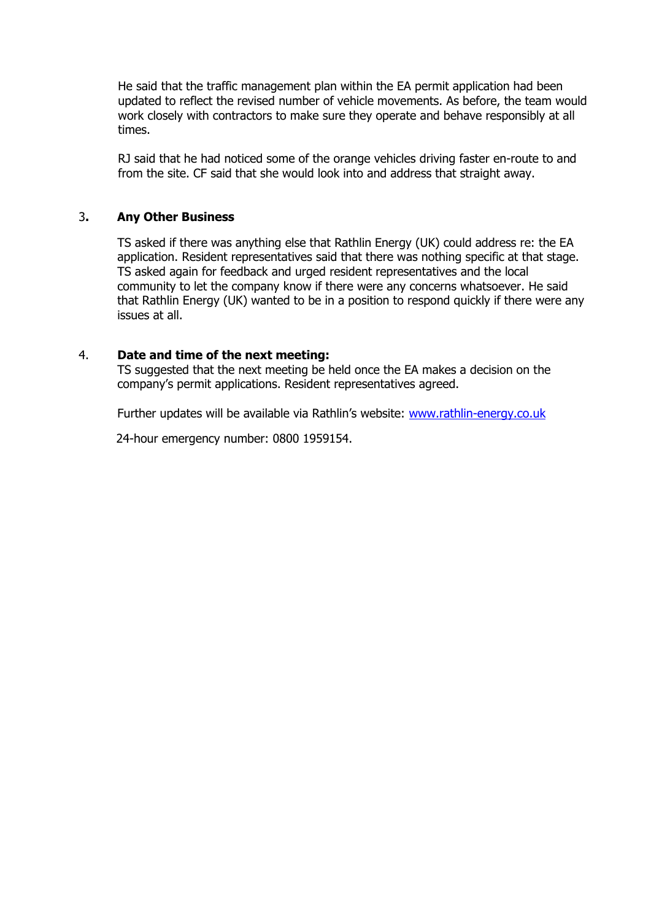He said that the traffic management plan within the EA permit application had been updated to reflect the revised number of vehicle movements. As before, the team would work closely with contractors to make sure they operate and behave responsibly at all times.

RJ said that he had noticed some of the orange vehicles driving faster en-route to and from the site. CF said that she would look into and address that straight away.

3. **Any Other Business**

TS asked if there was anything else that Rathlin Energy (UK) could address re: the EA application. Resident representatives said that there was nothing specific at that stage. TS asked again for feedback and urged resident representatives and the local community to let the company know if there were any concerns whatsoever. He said that Rathlin Energy (UK) wanted to be in a position to respond quickly if there were any issues at all.

4. **Date and time of the next meeting:**

TS suggested that the next meeting be held once the EA makes a decision on the company's permit applications. Resident representatives agreed.

Further updates will be available via Rathlin's website: [www.rathlin-energy.co.uk](http://www.rathlin-energy.co.uk)

24-hour emergency number: 0800 1959154.